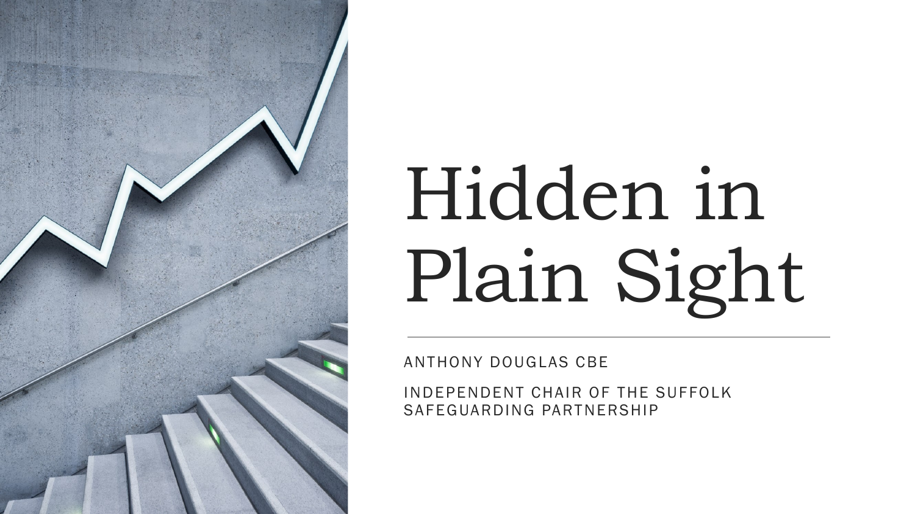# Hidden in Plain Sight

ANTHONY DOUGLAS CBE

INDEPENDENT CHAIR OF THE SUFFOLK SAFEGUARDING PARTNERSHIP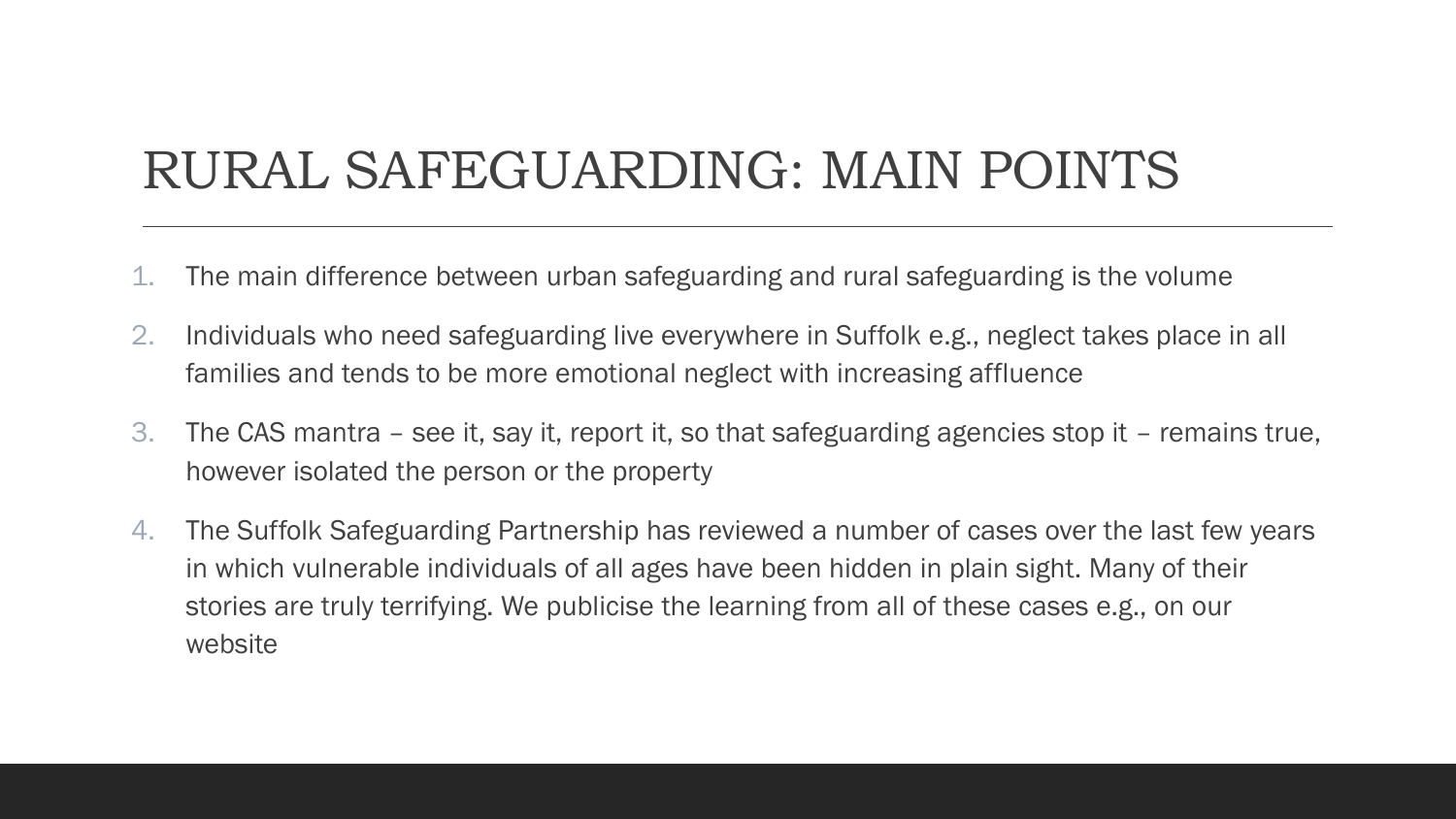# RURAL SAFEGUARDING: MAIN POINTS

1. The main difference between urban safeguarding and rural safeguarding is the volume
2. Individuals who need safeguarding live everywhere in Suffolk e.g., neglect takes place in all families and tends to be more emotional neglect with increasing affluence
3. The CAS mantra – see it, say it, report it, so that safeguarding agencies stop it – remains true, however isolated the person or the property
4. The Suffolk Safeguarding Partnership has reviewed a number of cases over the last few years in which vulnerable individuals of all ages have been hidden in plain sight. Many of their stories are truly terrifying. We publicise the learning from all of these cases e.g., on our website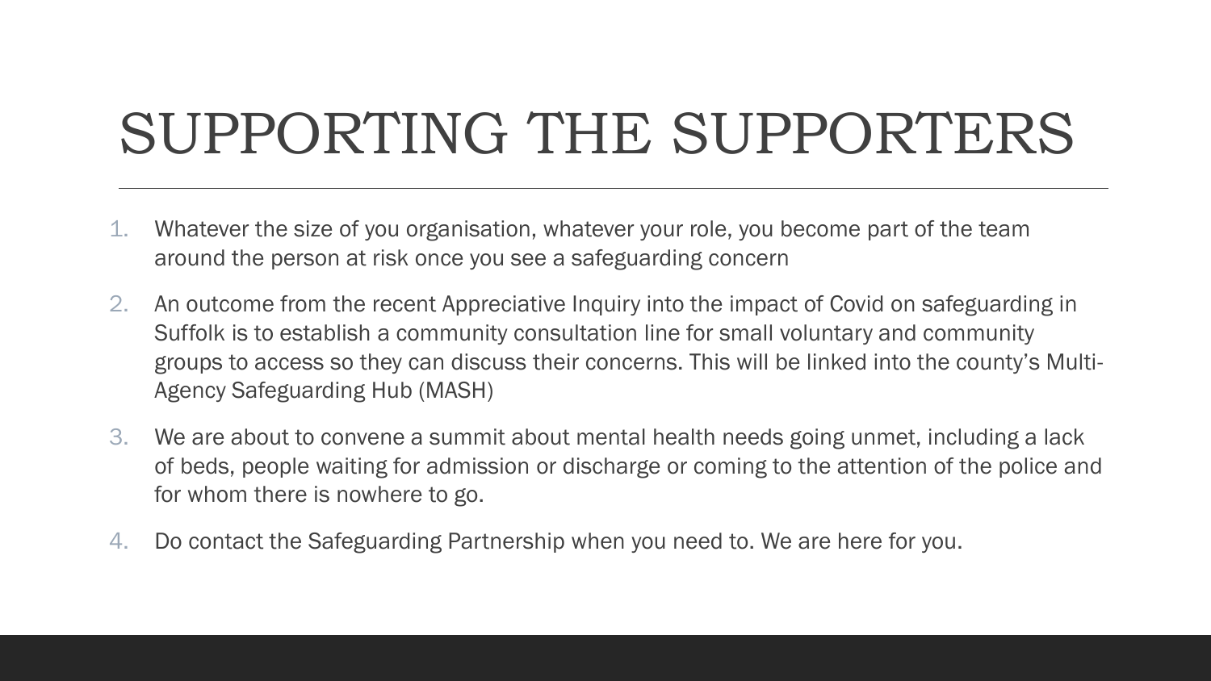# SUPPORTING THE SUPPORTERS

1. Whatever the size of you organisation, whatever your role, you become part of the team around the person at risk once you see a safeguarding concern
2. An outcome from the recent Appreciative Inquiry into the impact of Covid on safeguarding in Suffolk is to establish a community consultation line for small voluntary and community groups to access so they can discuss their concerns. This will be linked into the county's Multi-Agency Safeguarding Hub (MASH)
3. We are about to convene a summit about mental health needs going unmet, including a lack of beds, people waiting for admission or discharge or coming to the attention of the police and for whom there is nowhere to go.
4. Do contact the Safeguarding Partnership when you need to. We are here for you.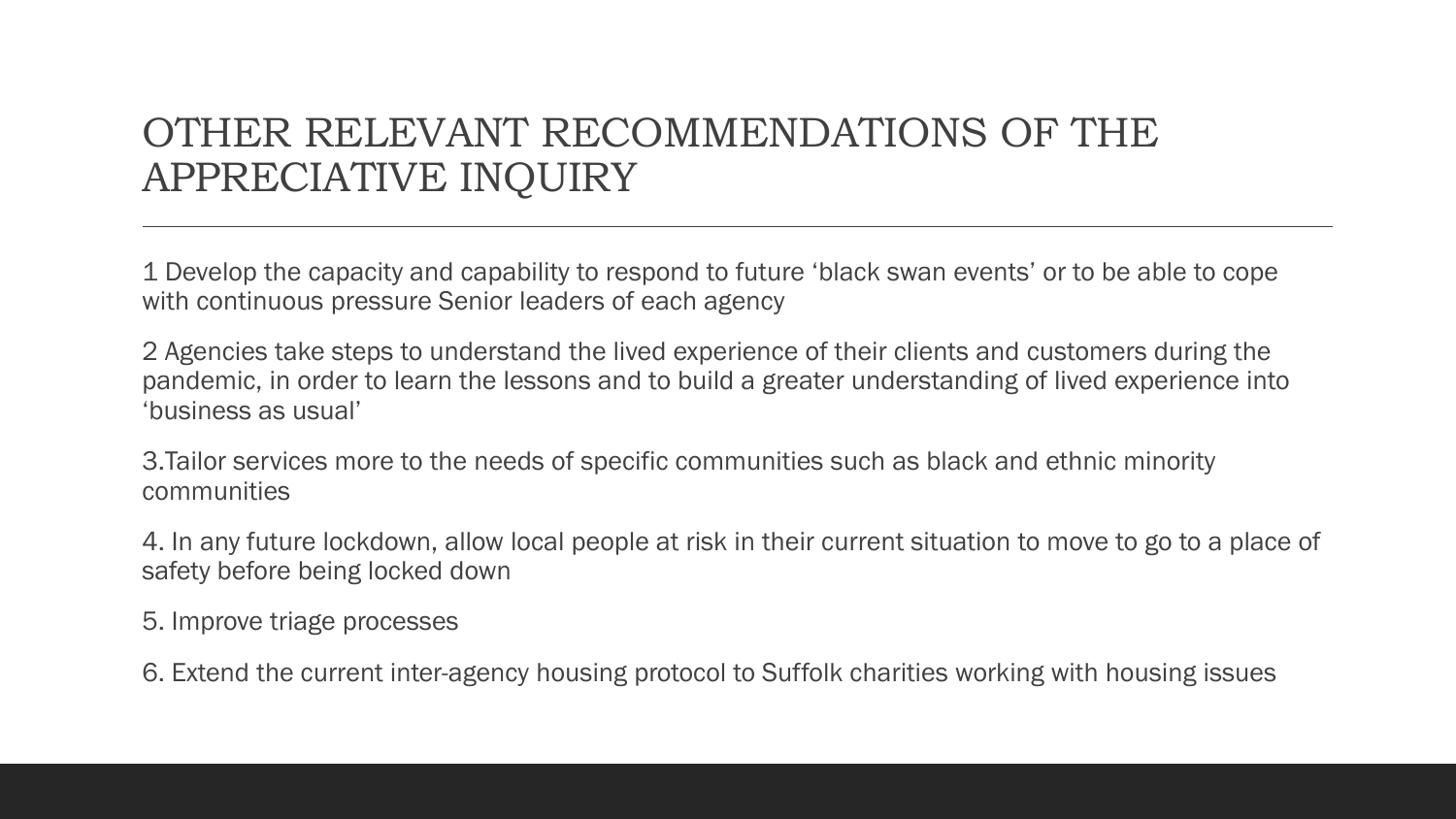# OTHER RELEVANT RECOMMENDATIONS OF THE APPRECIATIVE INQUIRY

1 Develop the capacity and capability to respond to future 'black swan events' or to be able to cope with continuous pressure Senior leaders of each agency

2 Agencies take steps to understand the lived experience of their clients and customers during the pandemic, in order to learn the lessons and to build a greater understanding of lived experience into 'business as usual'

3.Tailor services more to the needs of specific communities such as black and ethnic minority communities

4. In any future lockdown, allow local people at risk in their current situation to move to go to a place of safety before being locked down

5. Improve triage processes

6. Extend the current inter-agency housing protocol to Suffolk charities working with housing issues